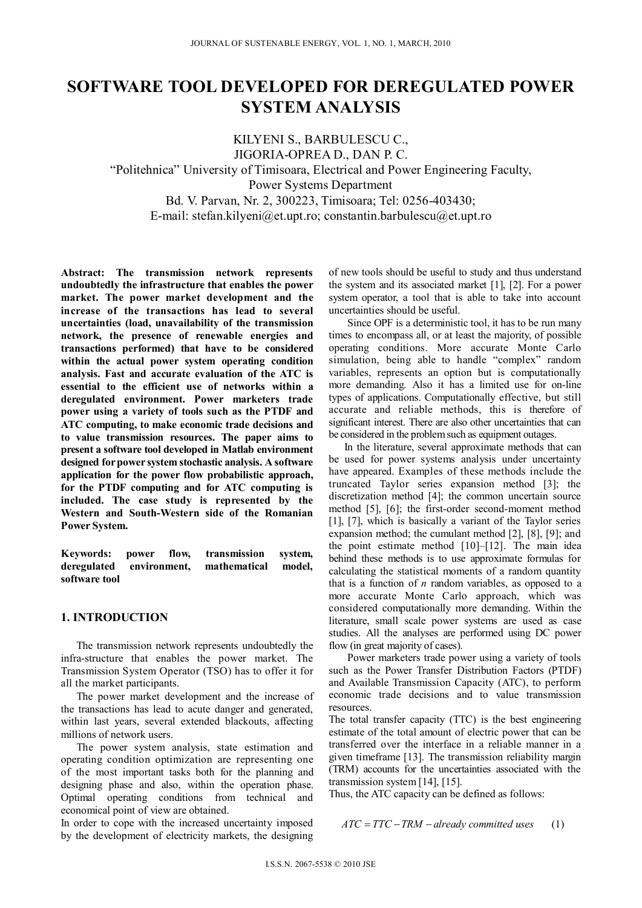# SOFTWARE TOOL DEVELOPED FOR DEREGULATED POWER SYSTEM ANALYSIS

KILYENI S., BARBULESCU C.,
JIGORIA-OPREA D., DAN P. C.
"Politehnica" University of Timisoara, Electrical and Power Engineering Faculty,
Power Systems Department
Bd. V. Parvan, Nr. 2, 300223, Timisoara; Tel: 0256-403430;
E-mail: stefan.kilyeni@et.upt.ro; constantin.barbulescu@et.upt.ro

**Abstract: The transmission network represents undoubtedly the infrastructure that enables the power market. The power market development and the increase of the transactions has lead to several uncertainties (load, unavailability of the transmission network, the presence of renewable energies and transactions performed) that have to be considered within the actual power system operating condition analysis. Fast and accurate evaluation of the ATC is essential to the efficient use of networks within a deregulated environment. Power marketers trade power using a variety of tools such as the PTDF and ATC computing, to make economic trade decisions and to value transmission resources. The paper aims to present a software tool developed in Matlab environment designed for power system stochastic analysis. A software application for the power flow probabilistic approach, for the PTDF computing and for ATC computing is included. The case study is represented by the Western and South-Western side of the Romanian Power System.**

**Keywords: power flow, transmission system, deregulated environment, mathematical model, software tool**

## 1. INTRODUCTION

The transmission network represents undoubtedly the infra-structure that enables the power market. The Transmission System Operator (TSO) has to offer it for all the market participants.

The power market development and the increase of the transactions has lead to acute danger and generated, within last years, several extended blackouts, affecting millions of network users.

The power system analysis, state estimation and operating condition optimization are representing one of the most important tasks both for the planning and designing phase and also, within the operation phase. Optimal operating conditions from technical and economical point of view are obtained.

In order to cope with the increased uncertainty imposed by the development of electricity markets, the designing of new tools should be useful to study and thus understand the system and its associated market [1], [2]. For a power system operator, a tool that is able to take into account uncertainties should be useful.

Since OPF is a deterministic tool, it has to be run many times to encompass all, or at least the majority, of possible operating conditions. More accurate Monte Carlo simulation, being able to handle "complex" random variables, represents an option but is computationally more demanding. Also it has a limited use for on-line types of applications. Computationally effective, but still accurate and reliable methods, this is therefore of significant interest. There are also other uncertainties that can be considered in the problem such as equipment outages.

In the literature, several approximate methods that can be used for power systems analysis under uncertainty have appeared. Examples of these methods include the truncated Taylor series expansion method [3]; the discretization method [4]; the common uncertain source method [5], [6]; the first-order second-moment method [1], [7], which is basically a variant of the Taylor series expansion method; the cumulant method [2], [8], [9]; and the point estimate method [10]–[12]. The main idea behind these methods is to use approximate formulas for calculating the statistical moments of a random quantity that is a function of *n* random variables, as opposed to a more accurate Monte Carlo approach, which was considered computationally more demanding. Within the literature, small scale power systems are used as case studies. All the analyses are performed using DC power flow (in great majority of cases).

Power marketers trade power using a variety of tools such as the Power Transfer Distribution Factors (PTDF) and Available Transmission Capacity (ATC), to perform economic trade decisions and to value transmission resources.

The total transfer capacity (TTC) is the best engineering estimate of the total amount of electric power that can be transferred over the interface in a reliable manner in a given timeframe [13]. The transmission reliability margin (TRM) accounts for the uncertainties associated with the transmission system [14], [15].

Thus, the ATC capacity can be defined as follows:

$$ATC = TTC - TRM - \textit{already committed uses} \qquad (1)$$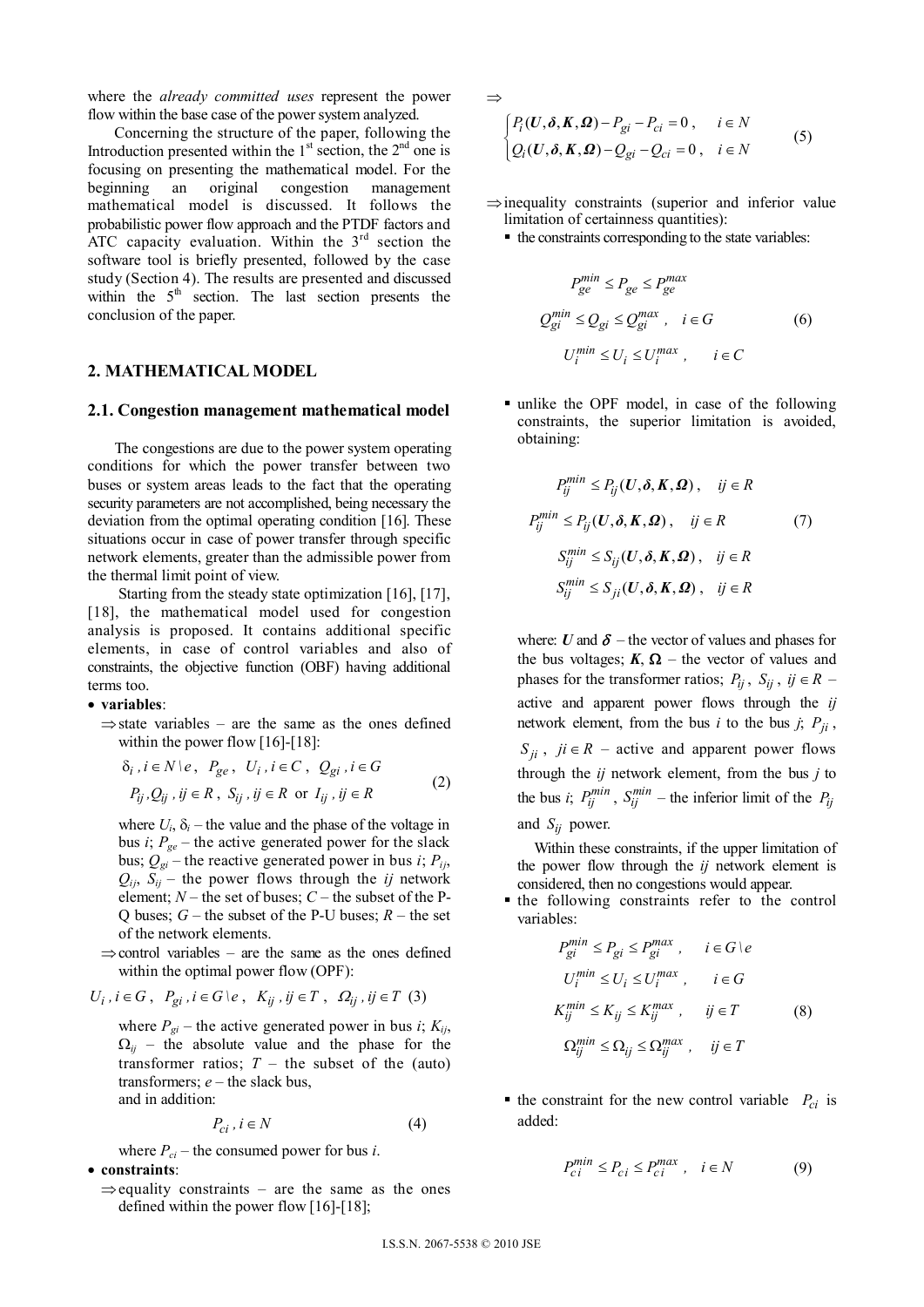where the *already committed uses* represent the power flow within the base case of the power system analyzed.

Concerning the structure of the paper, following the Introduction presented within the 1st section, the 2nd one is focusing on presenting the mathematical model. For the beginning an original congestion management mathematical model is discussed. It follows the probabilistic power flow approach and the PTDF factors and ATC capacity evaluation. Within the 3rd section the software tool is briefly presented, followed by the case study (Section 4). The results are presented and discussed within the 5th section. The last section presents the conclusion of the paper.

## 2. MATHEMATICAL MODEL

### 2.1. Congestion management mathematical model

The congestions are due to the power system operating conditions for which the power transfer between two buses or system areas leads to the fact that the operating security parameters are not accomplished, being necessary the deviation from the optimal operating condition [16]. These situations occur in case of power transfer through specific network elements, greater than the admissible power from the thermal limit point of view.

Starting from the steady state optimization [16], [17], [18], the mathematical model used for congestion analysis is proposed. It contains additional specific elements, in case of control variables and also of constraints, the objective function (OBF) having additional terms too.

- **variables**:
  - ⇒ state variables – are the same as the ones defined within the power flow [16]-[18]:

$$\delta_i\,,\, i \in N \setminus e\,,\;\; P_{ge}\,,\;\; U_i\,, i \in C\,,\;\; Q_{gi}\,, i \in G$$
$$P_{ij}, Q_{ij}\,,\, ij \in R\,,\;\; S_{ij}\,,\, ij \in R \;\text{ or }\; I_{ij}\,,\, ij \in R \qquad (2)$$

where $U_i$, $\delta_i$ – the value and the phase of the voltage in bus *i*; $P_{ge}$ – the active generated power for the slack bus; $Q_{gi}$ – the reactive generated power in bus *i*; $P_{ij}$, $Q_{ij}$, $S_{ij}$ – the power flows through the *ij* network element; $N$ – the set of buses; $C$ – the subset of the P-Q buses; $G$ – the subset of the P-U buses; $R$ – the set of the network elements.

  - ⇒ control variables – are the same as the ones defined within the optimal power flow (OPF):

$$U_i\,, i \in G\,,\;\; P_{gi}\,, i \in G \setminus e\,,\;\; K_{ij}\,, ij \in T\,,\;\; \Omega_{ij}\,, ij \in T \qquad (3)$$

where $P_{gi}$ – the active generated power in bus *i*; $K_{ij}$, $\Omega_{ij}$ – the absolute value and the phase for the transformer ratios; $T$ – the subset of the (auto) transformers; *e* – the slack bus,

and in addition:

$$P_{ci}\,, i \in N \qquad (4)$$

where $P_{ci}$ – the consumed power for bus *i*.

- **constraints**:
  - ⇒ equality constraints – are the same as the ones defined within the power flow [16]-[18];

⇒

$$\begin{cases} P_i(\boldsymbol{U}, \boldsymbol{\delta}, \boldsymbol{K}, \boldsymbol{\Omega}) - P_{gi} - P_{ci} = 0\,, & i \in N \\ Q_i(\boldsymbol{U}, \boldsymbol{\delta}, \boldsymbol{K}, \boldsymbol{\Omega}) - Q_{gi} - Q_{ci} = 0\,, & i \in N \end{cases} \qquad (5)$$

  - ⇒ inequality constraints (superior and inferior value limitation of certainness quantities):
    - the constraints corresponding to the state variables:

$$P_{ge}^{min} \le P_{ge} \le P_{ge}^{max}$$
$$Q_{gi}^{min} \le Q_{gi} \le Q_{gi}^{max}\,, \quad i \in G \qquad (6)$$
$$U_i^{min} \le U_i \le U_i^{max}\,, \quad i \in C$$

    - unlike the OPF model, in case of the following constraints, the superior limitation is avoided, obtaining:

$$P_{ij}^{min} \le P_{ij}(\boldsymbol{U}, \boldsymbol{\delta}, \boldsymbol{K}, \boldsymbol{\Omega})\,, \quad ij \in R$$
$$P_{ij}^{min} \le P_{ij}(\boldsymbol{U}, \boldsymbol{\delta}, \boldsymbol{K}, \boldsymbol{\Omega})\,, \quad ij \in R \qquad (7)$$
$$S_{ij}^{min} \le S_{ij}(\boldsymbol{U}, \boldsymbol{\delta}, \boldsymbol{K}, \boldsymbol{\Omega})\,, \quad ij \in R$$
$$S_{ij}^{min} \le S_{ji}(\boldsymbol{U}, \boldsymbol{\delta}, \boldsymbol{K}, \boldsymbol{\Omega})\,, \quad ij \in R$$

where: $\boldsymbol{U}$ and $\boldsymbol{\delta}$ – the vector of values and phases for the bus voltages; $\boldsymbol{K}$, $\boldsymbol{\Omega}$ – the vector of values and phases for the transformer ratios; $P_{ij}$, $S_{ij}$, $ij \in R$ – active and apparent power flows through the *ij* network element, from the bus *i* to the bus *j*; $P_{ji}$, $S_{ji}$, $ji \in R$ – active and apparent power flows through the *ij* network element, from the bus *j* to the bus *i*; $P_{ij}^{min}$, $S_{ij}^{min}$ – the inferior limit of the $P_{ij}$ and $S_{ij}$ power.

Within these constraints, if the upper limitation of the power flow through the *ij* network element is considered, then no congestions would appear.

    - the following constraints refer to the control variables:

$$P_{gi}^{min} \le P_{gi} \le P_{gi}^{max}\,, \quad i \in G \setminus e$$
$$U_i^{min} \le U_i \le U_i^{max}\,, \quad i \in G$$
$$K_{ij}^{min} \le K_{ij} \le K_{ij}^{max}\,, \quad ij \in T \qquad (8)$$
$$\Omega_{ij}^{min} \le \Omega_{ij} \le \Omega_{ij}^{max}\,, \quad ij \in T$$

    - the constraint for the new control variable $P_{ci}$ is added:

$$P_{ci}^{min} \le P_{ci} \le P_{ci}^{max}\,, \quad i \in N \qquad (9)$$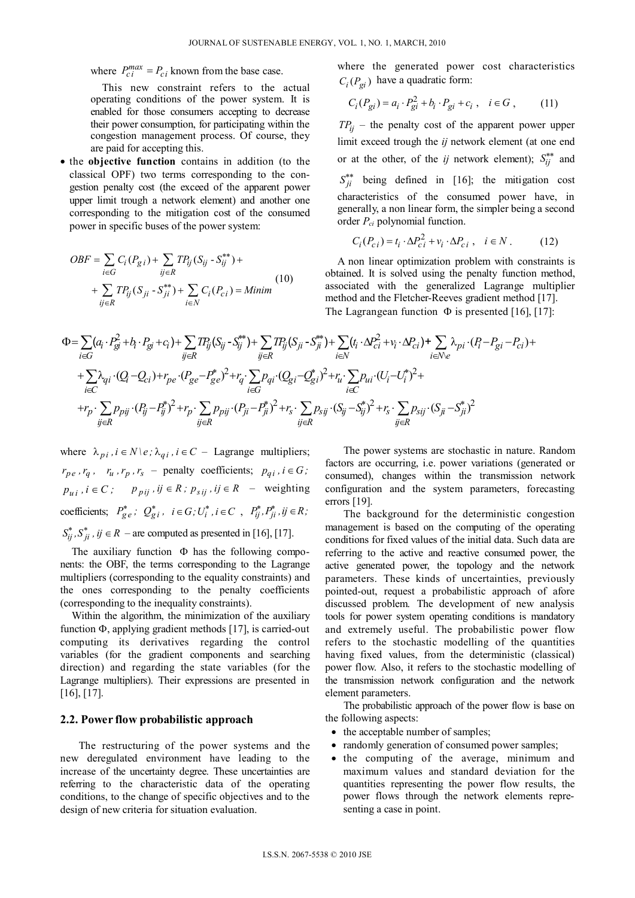where $P_{ci}^{max} = P_{ci}$ known from the base case.

This new constraint refers to the actual operating conditions of the power system. It is enabled for those consumers accepting to decrease their power consumption, for participating within the congestion management process. Of course, they are paid for accepting this.

- the **objective function** contains in addition (to the classical OPF) two terms corresponding to the congestion penalty cost (the exceed of the apparent power upper limit trough a network element) and another one corresponding to the mitigation cost of the consumed power in specific buses of the power system:

$$OBF = \sum_{i \in G} C_i(P_{gi}) + \sum_{ij \in R} TP_{ij}(S_{ij} - S_{ij}^{**}) + \sum_{ij \in R} TP_{ij}(S_{ji} - S_{ji}^{**}) + \sum_{i \in N} C_i(P_{ci}) = Minim \quad (10)$$

where the generated power cost characteristics $C_i(P_{gi})$ have a quadratic form:

$$C_i(P_{gi}) = a_i \cdot P_{gi}^2 + b_i \cdot P_{gi} + c_i, \quad i \in G, \quad (11)$$

$TP_{ij}$ – the penalty cost of the apparent power upper limit exceed trough the *ij* network element (at one end or at the other, of the *ij* network element); $S_{ij}^{**}$ and $S_{ji}^{**}$ being defined in [16]; the mitigation cost characteristics of the consumed power have, in generally, a non linear form, the simpler being a second order $P_{ci}$ polynomial function.

$$C_i(P_{ci}) = t_i \cdot \Delta P_{ci}^2 + v_i \cdot \Delta P_{ci}, \quad i \in N. \quad (12)$$

A non linear optimization problem with constraints is obtained. It is solved using the penalty function method, associated with the generalized Lagrange multiplier method and the Fletcher-Reeves gradient method [17]. The Lagrangean function $\Phi$ is presented [16], [17]:

$$\begin{aligned}
\Phi = &\sum_{i \in G}(a_i \cdot P_{gi}^2 + b_i \cdot P_{gi} + c_i) + \sum_{ij \in R} TP_{ij}(S_{ij} - S_{ij}^{**}) + \sum_{ij \in R} TP_{ij}(S_{ji} - S_{ji}^{**}) + \sum_{i \in N}(t_i \cdot \Delta P_{ci}^2 + v_i \cdot \Delta P_{ci}) + \sum_{i \in N \setminus e} \lambda_{pi} \cdot (P_i - P_{gi} - P_{ci}) + \\
&+ \sum_{i \in C} \lambda_{qi} \cdot (Q_i - Q_{ci}) + r_{pe} \cdot (P_{ge} - P_{ge}^*)^2 + r_q \cdot \sum_{i \in G} p_{qi} \cdot (Q_{gi} - Q_{gi}^*)^2 + r_u \cdot \sum_{i \in C} p_{ui} \cdot (U_i - U_i^*)^2 + \\
&+ r_p \cdot \sum_{ij \in R} p_{pij} \cdot (P_{ij} - P_{ij}^*)^2 + r_p \cdot \sum_{ij \in R} p_{pij} \cdot (P_{ji} - P_{ji}^*)^2 + r_s \cdot \sum_{ij \in R} p_{sij} \cdot (S_{ij} - S_{ij}^*)^2 + r_s \cdot \sum_{ij \in R} p_{sij} \cdot (S_{ji} - S_{ji}^*)^2
\end{aligned}$$

where $\lambda_{pi}, i \in N \setminus e; \lambda_{qi}, i \in C$ – Lagrange multipliers; $r_{pe}, r_q, r_u, r_p, r_s$ – penalty coefficients; $p_{qi}, i \in G;$ $p_{ui}, i \in C;$ $p_{pij}, ij \in R;$ $p_{sij}, ij \in R$ – weighting coefficients; $P_{ge}^*;$ $Q_{gi}^*, i \in G; U_i^*, i \in C$, $P_{ij}^*, P_{ji}^*, ij \in R;$ $S_{ij}^*, S_{ji}^*, ij \in R$ – are computed as presented in [16], [17].

The auxiliary function $\Phi$ has the following components: the OBF, the terms corresponding to the Lagrange multipliers (corresponding to the equality constraints) and the ones corresponding to the penalty coefficients (corresponding to the inequality constraints).

Within the algorithm, the minimization of the auxiliary function $\Phi$, applying gradient methods [17], is carried-out computing its derivatives regarding the control variables (for the gradient components and searching direction) and regarding the state variables (for the Lagrange multipliers). Their expressions are presented in [16], [17].

## 2.2. Power flow probabilistic approach

The restructuring of the power systems and the new deregulated environment have leading to the increase of the uncertainty degree. These uncertainties are referring to the characteristic data of the operating conditions, to the change of specific objectives and to the design of new criteria for situation evaluation.

The power systems are stochastic in nature. Random factors are occurring, i.e. power variations (generated or consumed), changes within the transmission network configuration and the system parameters, forecasting errors [19].

The background for the deterministic congestion management is based on the computing of the operating conditions for fixed values of the initial data. Such data are referring to the active and reactive consumed power, the active generated power, the topology and the network parameters. These kinds of uncertainties, previously pointed-out, request a probabilistic approach of afore discussed problem. The development of new analysis tools for power system operating conditions is mandatory and extremely useful. The probabilistic power flow refers to the stochastic modelling of the quantities having fixed values, from the deterministic (classical) power flow. Also, it refers to the stochastic modelling of the transmission network configuration and the network element parameters.

The probabilistic approach of the power flow is base on the following aspects:

- the acceptable number of samples;
- randomly generation of consumed power samples;
- the computing of the average, minimum and maximum values and standard deviation for the quantities representing the power flow results, the power flows through the network elements representing a case in point.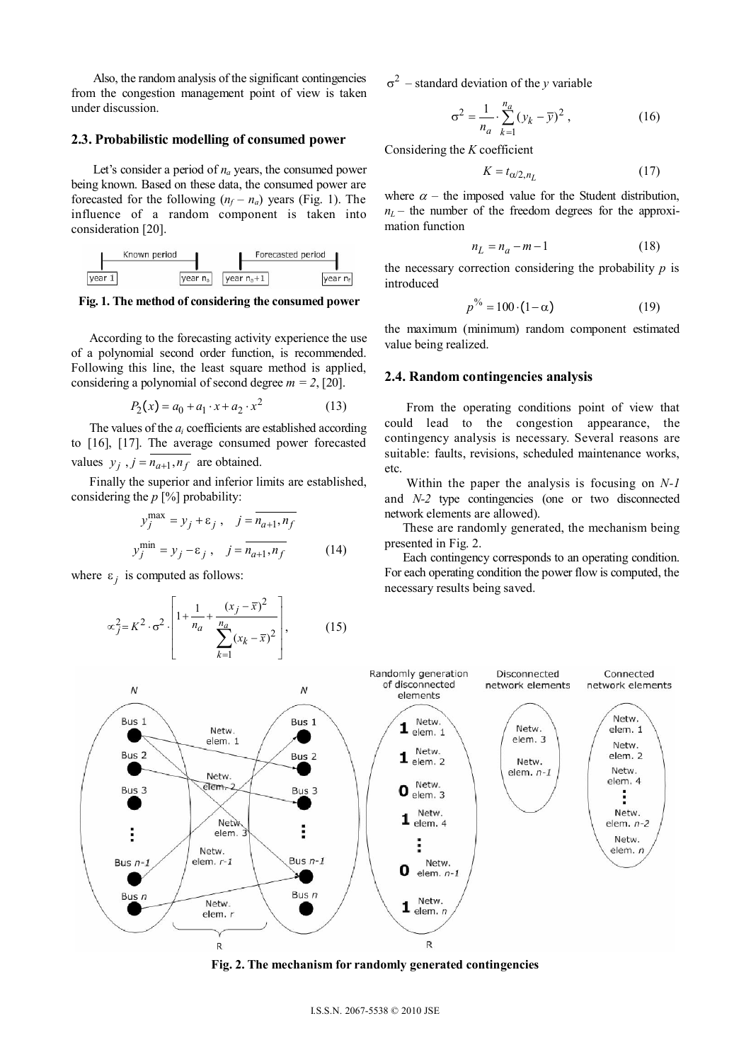Also, the random analysis of the significant contingencies from the congestion management point of view is taken under discussion.

## 2.3. Probabilistic modelling of consumed power

Let's consider a period of $n_a$ years, the consumed power being known. Based on these data, the consumed power are forecasted for the following $(n_f - n_a)$ years (Fig. 1). The influence of a random component is taken into consideration [20].

**Fig. 1. The method of considering the consumed power**

According to the forecasting activity experience the use of a polynomial second order function, is recommended. Following this line, the least square method is applied, considering a polynomial of second degree $m = 2$, [20].

$$P_2(x) = a_0 + a_1 \cdot x + a_2 \cdot x^2 \tag{13}$$

The values of the $a_i$ coefficients are established according to [16], [17]. The average consumed power forecasted values $y_j$, $j = \overline{n_{a+1}, n_f}$ are obtained.

Finally the superior and inferior limits are established, considering the $p$ [%] probability:

$$y_j^{\max} = y_j + \varepsilon_j, \quad j = \overline{n_{a+1}, n_f}$$

$$y_j^{\min} = y_j - \varepsilon_j, \quad j = \overline{n_{a+1}, n_f} \tag{14}$$

where $\varepsilon_j$ is computed as follows:

$$\varepsilon_j^2 = K^2 \cdot \sigma^2 \cdot \left[ 1 + \frac{1}{n_a} + \frac{(x_j - \overline{x})^2}{\sum_{k=1}^{n_a} (x_k - \overline{x})^2} \right], \tag{15}$$

$\sigma^2$ – standard deviation of the $y$ variable

$$\sigma^2 = \frac{1}{n_a} \cdot \sum_{k=1}^{n_a} (y_k - \overline{y})^2, \tag{16}$$

Considering the $K$ coefficient

$$K = t_{\alpha/2, n_L} \tag{17}$$

where $\alpha$ – the imposed value for the Student distribution, $n_L$ – the number of the freedom degrees for the approximation function

$$n_L = n_a - m - 1 \tag{18}$$

the necessary correction considering the probability $p$ is introduced

$$p^{\%} = 100 \cdot (1 - \alpha) \tag{19}$$

the maximum (minimum) random component estimated value being realized.

## 2.4. Random contingencies analysis

From the operating conditions point of view that could lead to the congestion appearance, the contingency analysis is necessary. Several reasons are suitable: faults, revisions, scheduled maintenance works, etc.

Within the paper the analysis is focusing on *N-1* and *N-2* type contingencies (one or two disconnected network elements are allowed).

These are randomly generated, the mechanism being presented in Fig. 2.

Each contingency corresponds to an operating condition. For each operating condition the power flow is computed, the necessary results being saved.

**Fig. 2. The mechanism for randomly generated contingencies**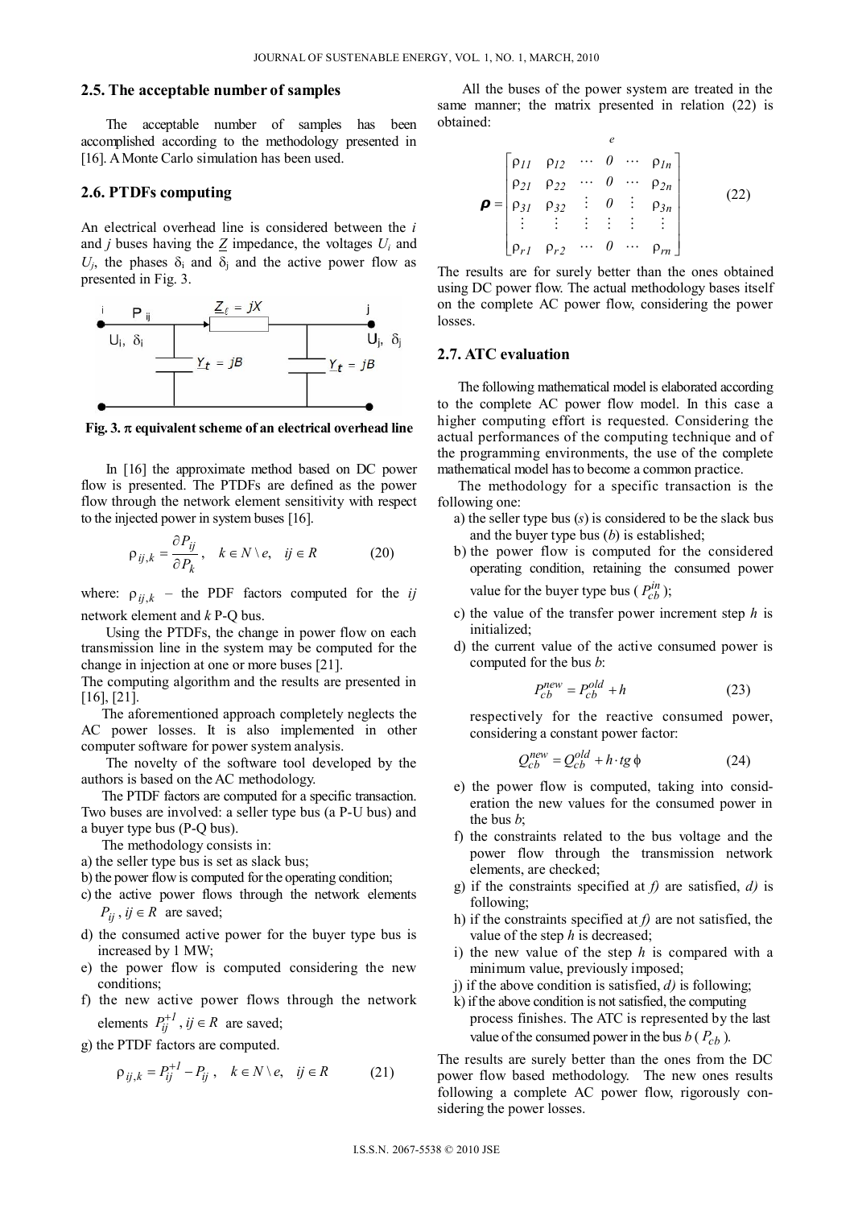### 2.5. The acceptable number of samples

The acceptable number of samples has been accomplished according to the methodology presented in [16]. A Monte Carlo simulation has been used.

### 2.6. PTDFs computing

An electrical overhead line is considered between the $i$ and $j$ buses having the $\underline{Z}$ impedance, the voltages $U_i$ and $U_j$, the phases $\delta_i$ and $\delta_j$ and the active power flow as presented in Fig. 3.

**Fig. 3. π equivalent scheme of an electrical overhead line**

In [16] the approximate method based on DC power flow is presented. The PTDFs are defined as the power flow through the network element sensitivity with respect to the injected power in system buses [16].

$$\rho_{ij,k} = \frac{\partial P_{ij}}{\partial P_k}, \quad k \in N \setminus e, \quad ij \in R \tag{20}$$

where: $\rho_{ij,k}$ – the PDF factors computed for the $ij$ network element and $k$ P-Q bus.

Using the PTDFs, the change in power flow on each transmission line in the system may be computed for the change in injection at one or more buses [21].

The computing algorithm and the results are presented in [16], [21].

The aforementioned approach completely neglects the AC power losses. It is also implemented in other computer software for power system analysis.

The novelty of the software tool developed by the authors is based on the AC methodology.

The PTDF factors are computed for a specific transaction. Two buses are involved: a seller type bus (a P-U bus) and a buyer type bus (P-Q bus).

The methodology consists in:

a) the seller type bus is set as slack bus;
b) the power flow is computed for the operating condition;
c) the active power flows through the network elements $P_{ij}$, $ij \in R$ are saved;
d) the consumed active power for the buyer type bus is increased by 1 MW;
e) the power flow is computed considering the new conditions;
f) the new active power flows through the network elements $P_{ij}^{+1}$, $ij \in R$ are saved;
g) the PTDF factors are computed.

$$\rho_{ij,k} = P_{ij}^{+1} - P_{ij}, \quad k \in N \setminus e, \quad ij \in R \tag{21}$$

All the buses of the power system are treated in the same manner; the matrix presented in relation (22) is obtained:

$$\boldsymbol{\rho} = \begin{bmatrix} \rho_{11} & \rho_{12} & \cdots & 0 & \cdots & \rho_{1n} \\ \rho_{21} & \rho_{22} & \cdots & 0 & \cdots & \rho_{2n} \\ \rho_{31} & \rho_{32} & \vdots & 0 & \vdots & \rho_{3n} \\ \vdots & \vdots & \vdots & \vdots & \vdots & \vdots \\ \rho_{r1} & \rho_{r2} & \cdots & 0 & \cdots & \rho_{rn} \end{bmatrix} \tag{22}$$

(the column of zeros is marked $e$)

The results are for surely better than the ones obtained using DC power flow. The actual methodology bases itself on the complete AC power flow, considering the power losses.

### 2.7. ATC evaluation

The following mathematical model is elaborated according to the complete AC power flow model. In this case a higher computing effort is requested. Considering the actual performances of the computing technique and of the programming environments, the use of the complete mathematical model has to become a common practice.

The methodology for a specific transaction is the following one:

a) the seller type bus ($s$) is considered to be the slack bus and the buyer type bus ($b$) is established;
b) the power flow is computed for the considered operating condition, retaining the consumed power value for the buyer type bus ($P_{cb}^{in}$);
c) the value of the transfer power increment step $h$ is initialized;
d) the current value of the active consumed power is computed for the bus $b$:

$$P_{cb}^{new} = P_{cb}^{old} + h \tag{23}$$

respectively for the reactive consumed power, considering a constant power factor:

$$Q_{cb}^{new} = Q_{cb}^{old} + h \cdot tg\,\phi \tag{24}$$

e) the power flow is computed, taking into consideration the new values for the consumed power in the bus $b$;
f) the constraints related to the bus voltage and the power flow through the transmission network elements, are checked;
g) if the constraints specified at *f)* are satisfied, *d)* is following;
h) if the constraints specified at *f)* are not satisfied, the value of the step $h$ is decreased;
i) the new value of the step $h$ is compared with a minimum value, previously imposed;
j) if the above condition is satisfied, *d)* is following;
k) if the above condition is not satisfied, the computing process finishes. The ATC is represented by the last value of the consumed power in the bus $b$ ($P_{cb}$).

The results are surely better than the ones from the DC power flow based methodology. The new ones results following a complete AC power flow, rigorously considering the power losses.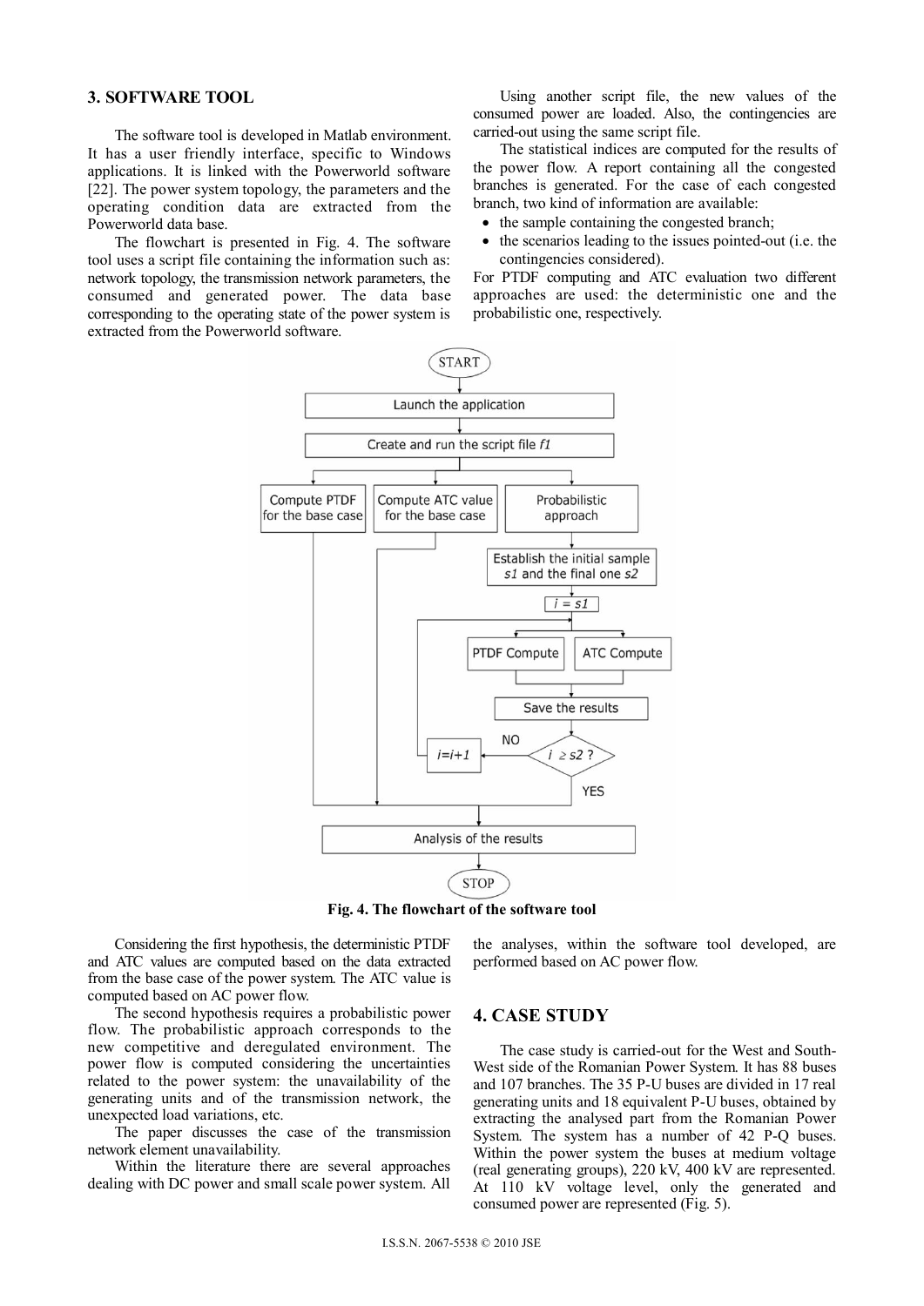## 3. SOFTWARE TOOL

The software tool is developed in Matlab environment. It has a user friendly interface, specific to Windows applications. It is linked with the Powerworld software [22]. The power system topology, the parameters and the operating condition data are extracted from the Powerworld data base.

The flowchart is presented in Fig. 4. The software tool uses a script file containing the information such as: network topology, the transmission network parameters, the consumed and generated power. The data base corresponding to the operating state of the power system is extracted from the Powerworld software.

Using another script file, the new values of the consumed power are loaded. Also, the contingencies are carried-out using the same script file.

The statistical indices are computed for the results of the power flow. A report containing all the congested branches is generated. For the case of each congested branch, two kind of information are available:

- the sample containing the congested branch;
- the scenarios leading to the issues pointed-out (i.e. the contingencies considered).

For PTDF computing and ATC evaluation two different approaches are used: the deterministic one and the probabilistic one, respectively.

**Fig. 4. The flowchart of the software tool**

Considering the first hypothesis, the deterministic PTDF and ATC values are computed based on the data extracted from the base case of the power system. The ATC value is computed based on AC power flow.

The second hypothesis requires a probabilistic power flow. The probabilistic approach corresponds to the new competitive and deregulated environment. The power flow is computed considering the uncertainties related to the power system: the unavailability of the generating units and of the transmission network, the unexpected load variations, etc.

The paper discusses the case of the transmission network element unavailability.

Within the literature there are several approaches dealing with DC power and small scale power system. All the analyses, within the software tool developed, are performed based on AC power flow.

## 4. CASE STUDY

The case study is carried-out for the West and South-West side of the Romanian Power System. It has 88 buses and 107 branches. The 35 P-U buses are divided in 17 real generating units and 18 equivalent P-U buses, obtained by extracting the analysed part from the Romanian Power System. The system has a number of 42 P-Q buses. Within the power system the buses at medium voltage (real generating groups), 220 kV, 400 kV are represented. At 110 kV voltage level, only the generated and consumed power are represented (Fig. 5).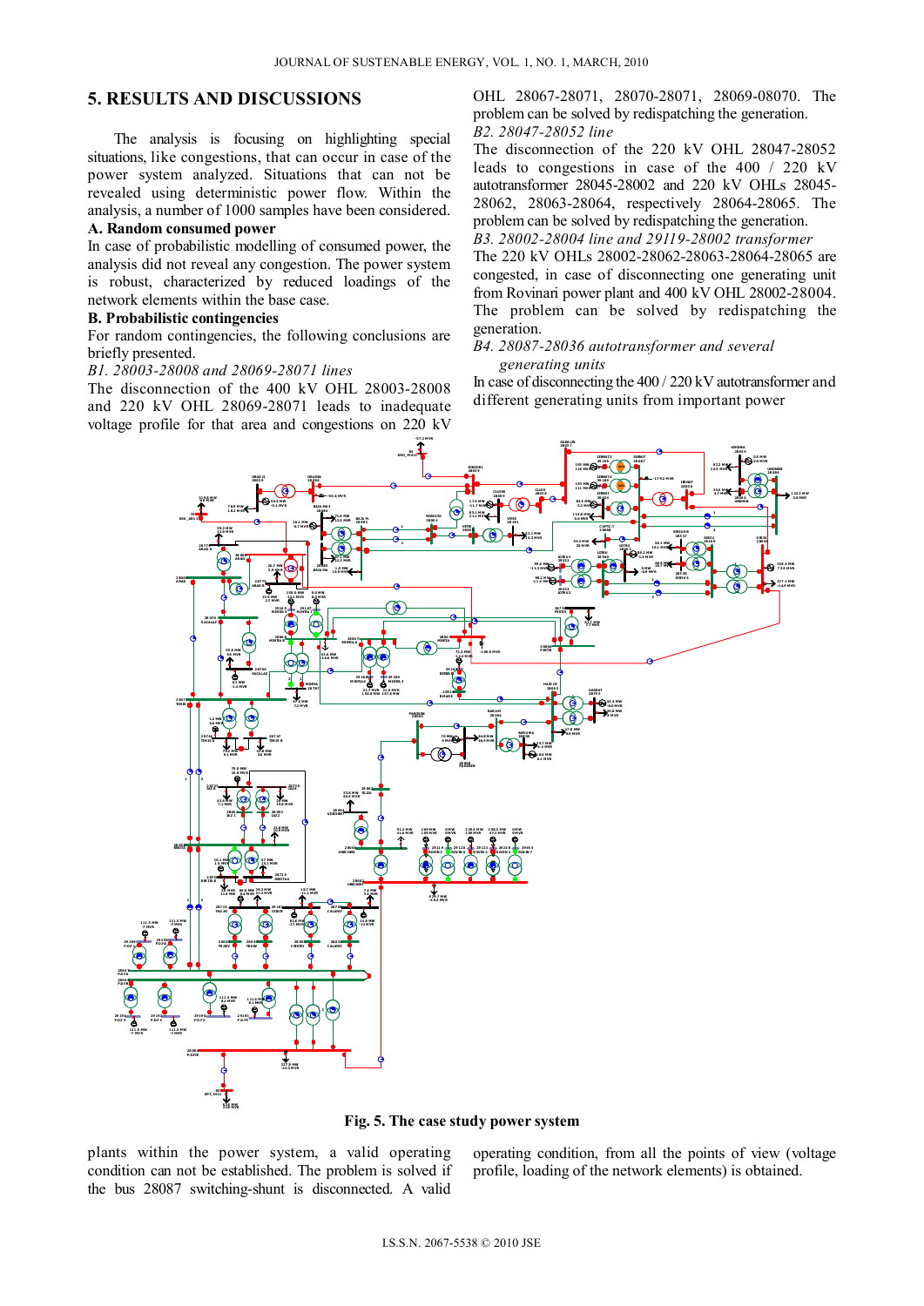## 5. RESULTS AND DISCUSSIONS

The analysis is focusing on highlighting special situations, like congestions, that can occur in case of the power system analyzed. Situations that can not be revealed using deterministic power flow. Within the analysis, a number of 1000 samples have been considered.

**A. Random consumed power**

In case of probabilistic modelling of consumed power, the analysis did not reveal any congestion. The power system is robust, characterized by reduced loadings of the network elements within the base case.

**B. Probabilistic contingencies**

For random contingencies, the following conclusions are briefly presented.

*B1. 28003-28008 and 28069-28071 lines*

The disconnection of the 400 kV OHL 28003-28008 and 220 kV OHL 28069-28071 leads to inadequate voltage profile for that area and congestions on 220 kV OHL 28067-28071, 28070-28071, 28069-08070. The problem can be solved by redispatching the generation.

*B2. 28047-28052 line*

The disconnection of the 220 kV OHL 28047-28052 leads to congestions in case of the 400 / 220 kV autotransformer 28045-28002 and 220 kV OHLs 28045-28062, 28063-28064, respectively 28064-28065. The problem can be solved by redispatching the generation.

*B3. 28002-28004 line and 29119-28002 transformer*

The 220 kV OHLs 28002-28062-28063-28064-28065 are congested, in case of disconnecting one generating unit from Rovinari power plant and 400 kV OHL 28002-28004. The problem can be solved by redispatching the generation.

*B4. 28087-28036 autotransformer and several generating units*

In case of disconnecting the 400 / 220 kV autotransformer and different generating units from important power plants within the power system, a valid operating condition can not be established. The problem is solved if the bus 28087 switching-shunt is disconnected. A valid operating condition, from all the points of view (voltage profile, loading of the network elements) is obtained.

**Fig. 5. The case study power system**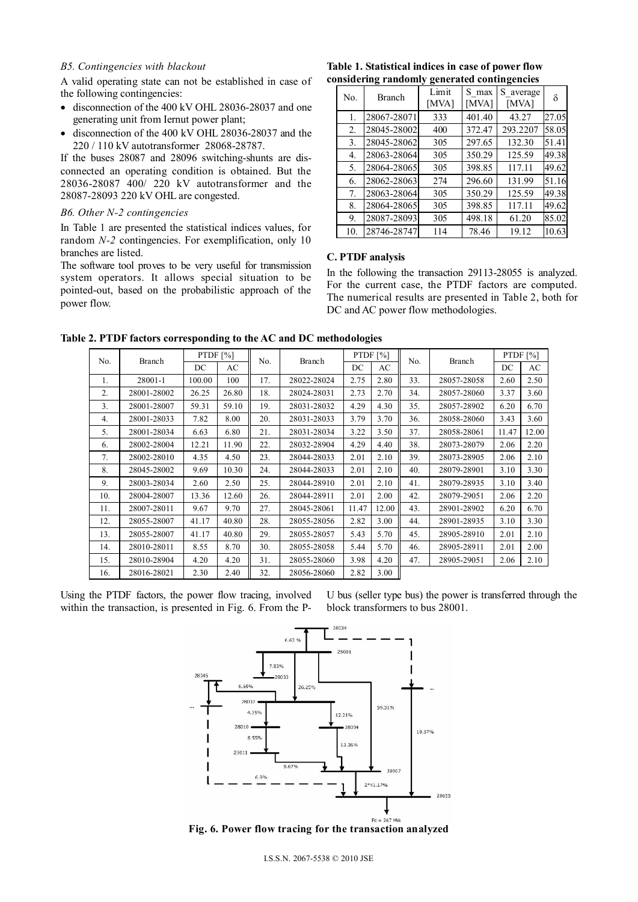*B5. Contingencies with blackout*

A valid operating state can not be established in case of the following contingencies:

- disconnection of the 400 kV OHL 28036-28037 and one generating unit from Iernut power plant;
- disconnection of the 400 kV OHL 28036-28037 and the 220 / 110 kV autotransformer 28068-28787.

If the buses 28087 and 28096 switching-shunts are disconnected an operating condition is obtained. But the 28036-28087 400/ 220 kV autotransformer and the 28087-28093 220 kV OHL are congested.

*B6. Other N-2 contingencies*

In Table 1 are presented the statistical indices values, for random *N-2* contingencies. For exemplification, only 10 branches are listed.

The software tool proves to be very useful for transmission system operators. It allows special situation to be pointed-out, based on the probabilistic approach of the power flow.

**Table 1. Statistical indices in case of power flow considering randomly generated contingencies**

| No. | Branch | Limit [MVA] | S_max [MVA] | S_average [MVA] | δ |
|---|---|---|---|---|---|
| 1. | 28067-28071 | 333 | 401.40 | 43.27 | 27.05 |
| 2. | 28045-28002 | 400 | 372.47 | 293.2207 | 58.05 |
| 3. | 28045-28062 | 305 | 297.65 | 132.30 | 51.41 |
| 4. | 28063-28064 | 305 | 350.29 | 125.59 | 49.38 |
| 5. | 28064-28065 | 305 | 398.85 | 117.11 | 49.62 |
| 6. | 28062-28063 | 274 | 296.60 | 131.99 | 51.16 |
| 7. | 28063-28064 | 305 | 350.29 | 125.59 | 49.38 |
| 8. | 28064-28065 | 305 | 398.85 | 117.11 | 49.62 |
| 9. | 28087-28093 | 305 | 498.18 | 61.20 | 85.02 |
| 10. | 28746-28747 | 114 | 78.46 | 19.12 | 10.63 |

**C. PTDF analysis**

In the following the transaction 29113-28055 is analyzed. For the current case, the PTDF factors are computed. The numerical results are presented in Table 2, both for DC and AC power flow methodologies.

**Table 2. PTDF factors corresponding to the AC and DC methodologies**

| No. | Branch | PTDF [%] | | No. | Branch | PTDF [%] | | No. | Branch | PTDF [%] | |
|---|---|---|---|---|---|---|---|---|---|---|---|
| | | DC | AC | | | DC | AC | | | DC | AC |
| 1. | 28001-1 | 100.00 | 100 | 17. | 28022-28024 | 2.75 | 2.80 | 33. | 28057-28058 | 2.60 | 2.50 |
| 2. | 28001-28002 | 26.25 | 26.80 | 18. | 28024-28031 | 2.73 | 2.70 | 34. | 28057-28060 | 3.37 | 3.60 |
| 3. | 28001-28007 | 59.31 | 59.10 | 19. | 28031-28032 | 4.29 | 4.30 | 35. | 28057-28902 | 6.20 | 6.70 |
| 4. | 28001-28033 | 7.82 | 8.00 | 20. | 28031-28033 | 3.79 | 3.70 | 36. | 28058-28060 | 3.43 | 3.60 |
| 5. | 28001-28034 | 6.63 | 6.80 | 21. | 28031-28034 | 3.22 | 3.50 | 37. | 28058-28061 | 11.47 | 12.00 |
| 6. | 28002-28004 | 12.21 | 11.90 | 22. | 28032-28904 | 4.29 | 4.40 | 38. | 28073-28079 | 2.06 | 2.20 |
| 7. | 28002-28010 | 4.35 | 4.50 | 23. | 28044-28033 | 2.01 | 2.10 | 39. | 28073-28905 | 2.06 | 2.10 |
| 8. | 28045-28002 | 9.69 | 10.30 | 24. | 28044-28033 | 2.01 | 2.10 | 40. | 28079-28901 | 3.10 | 3.30 |
| 9. | 28003-28034 | 2.60 | 2.50 | 25. | 28044-28910 | 2.01 | 2.10 | 41. | 28079-28935 | 3.10 | 3.40 |
| 10. | 28004-28007 | 13.36 | 12.60 | 26. | 28044-28911 | 2.01 | 2.00 | 42. | 28079-29051 | 2.06 | 2.20 |
| 11. | 28007-28011 | 9.67 | 9.70 | 27. | 28045-28061 | 11.47 | 12.00 | 43. | 28901-28902 | 6.20 | 6.70 |
| 12. | 28055-28007 | 41.17 | 40.80 | 28. | 28055-28056 | 2.82 | 3.00 | 44. | 28901-28935 | 3.10 | 3.30 |
| 13. | 28055-28007 | 41.17 | 40.80 | 29. | 28055-28057 | 5.43 | 5.70 | 45. | 28905-28910 | 2.01 | 2.10 |
| 14. | 28010-28011 | 8.55 | 8.70 | 30. | 28055-28058 | 5.44 | 5.70 | 46. | 28905-28911 | 2.01 | 2.00 |
| 15. | 28010-28904 | 4.20 | 4.20 | 31. | 28055-28060 | 3.98 | 4.20 | 47. | 28905-29051 | 2.06 | 2.10 |
| 16. | 28016-28021 | 2.30 | 2.40 | 32. | 28056-28060 | 2.82 | 3.00 | | | | |

Using the PTDF factors, the power flow tracing, involved within the transaction, is presented in Fig. 6. From the P-U bus (seller type bus) the power is transferred through the block transformers to bus 28001.

**Fig. 6. Power flow tracing for the transaction analyzed**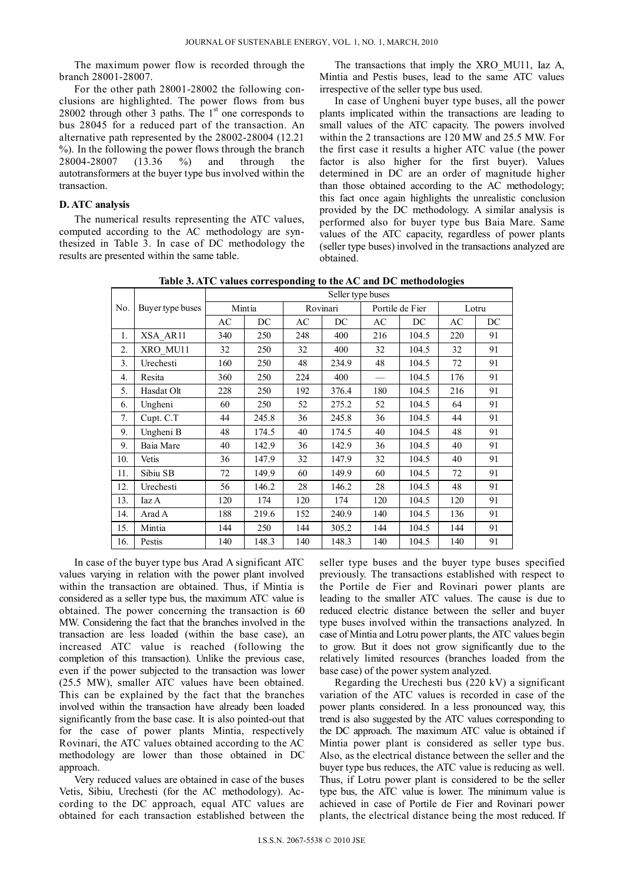The maximum power flow is recorded through the branch 28001-28007.

For the other path 28001-28002 the following conclusions are highlighted. The power flows from bus 28002 through other 3 paths. The 1[st] one corresponds to bus 28045 for a reduced part of the transaction. An alternative path represented by the 28002-28004 (12.21 %). In the following the power flows through the branch 28004-28007 (13.36 %) and through the autotransformers at the buyer type bus involved within the transaction.

### D. ATC analysis

The numerical results representing the ATC values, computed according to the AC methodology are synthesized in Table 3. In case of DC methodology the results are presented within the same table.

The transactions that imply the XRO_MU11, Iaz A, Mintia and Pestis buses, lead to the same ATC values irrespective of the seller type bus used.

In case of Ungheni buyer type buses, all the power plants implicated within the transactions are leading to small values of the ATC capacity. The powers involved within the 2 transactions are 120 MW and 25.5 MW. For the first case it results a higher ATC value (the power factor is also higher for the first buyer). Values determined in DC are an order of magnitude higher than those obtained according to the AC methodology; this fact once again highlights the unrealistic conclusion provided by the DC methodology. A similar analysis is performed also for buyer type bus Baia Mare. Same values of the ATC capacity, regardless of power plants (seller type buses) involved in the transactions analyzed are obtained.

**Table 3. ATC values corresponding to the AC and DC methodologies**

| No. | Buyer type buses | Seller type buses | | | | | | | |
|---|---|---|---|---|---|---|---|---|---|
| | | Mintia | | Rovinari | | Portile de Fier | | Lotru | |
| | | AC | DC | AC | DC | AC | DC | AC | DC |
| 1. | XSA_AR11 | 340 | 250 | 248 | 400 | 216 | 104.5 | 220 | 91 |
| 2. | XRO_MU11 | 32 | 250 | 32 | 400 | 32 | 104.5 | 32 | 91 |
| 3. | Urechesti | 160 | 250 | 48 | 234.9 | 48 | 104.5 | 72 | 91 |
| 4. | Resita | 360 | 250 | 224 | 400 | — | 104.5 | 176 | 91 |
| 5. | Hasdat Olt | 228 | 250 | 192 | 376.4 | 180 | 104.5 | 216 | 91 |
| 6. | Ungheni | 60 | 250 | 52 | 275.2 | 52 | 104.5 | 64 | 91 |
| 7. | Cupt. C.T | 44 | 245.8 | 36 | 245.8 | 36 | 104.5 | 44 | 91 |
| 9. | Ungheni B | 48 | 174.5 | 40 | 174.5 | 40 | 104.5 | 48 | 91 |
| 9. | Baia Mare | 40 | 142.9 | 36 | 142.9 | 36 | 104.5 | 40 | 91 |
| 10. | Vetis | 36 | 147.9 | 32 | 147.9 | 32 | 104.5 | 40 | 91 |
| 11. | Sibiu SB | 72 | 149.9 | 60 | 149.9 | 60 | 104.5 | 72 | 91 |
| 12. | Urechesti | 56 | 146.2 | 28 | 146.2 | 28 | 104.5 | 48 | 91 |
| 13. | Iaz A | 120 | 174 | 120 | 174 | 120 | 104.5 | 120 | 91 |
| 14. | Arad A | 188 | 219.6 | 152 | 240.9 | 140 | 104.5 | 136 | 91 |
| 15. | Mintia | 144 | 250 | 144 | 305.2 | 144 | 104.5 | 144 | 91 |
| 16. | Pestis | 140 | 148.3 | 140 | 148.3 | 140 | 104.5 | 140 | 91 |

In case of the buyer type bus Arad A significant ATC values varying in relation with the power plant involved within the transaction are obtained. Thus, if Mintia is considered as a seller type bus, the maximum ATC value is obtained. The power concerning the transaction is 60 MW. Considering the fact that the branches involved in the transaction are less loaded (within the base case), an increased ATC value is reached (following the completion of this transaction). Unlike the previous case, even if the power subjected to the transaction was lower (25.5 MW), smaller ATC values have been obtained. This can be explained by the fact that the branches involved within the transaction have already been loaded significantly from the base case. It is also pointed-out that for the case of power plants Mintia, respectively Rovinari, the ATC values obtained according to the AC methodology are lower than those obtained in DC approach.

Very reduced values are obtained in case of the buses Vetis, Sibiu, Urechesti (for the AC methodology). According to the DC approach, equal ATC values are obtained for each transaction established between the seller type buses and the buyer type buses specified previously. The transactions established with respect to the Portile de Fier and Rovinari power plants are leading to the smaller ATC values. The cause is due to reduced electric distance between the seller and buyer type buses involved within the transactions analyzed. In case of Mintia and Lotru power plants, the ATC values begin to grow. But it does not grow significantly due to the relatively limited resources (branches loaded from the base case) of the power system analyzed.

Regarding the Urechesti bus (220 kV) a significant variation of the ATC values is recorded in case of the power plants considered. In a less pronounced way, this trend is also suggested by the ATC values corresponding to the DC approach. The maximum ATC value is obtained if Mintia power plant is considered as seller type bus. Also, as the electrical distance between the seller and the buyer type bus reduces, the ATC value is reducing as well. Thus, if Lotru power plant is considered to be the seller type bus, the ATC value is lower. The minimum value is achieved in case of Portile de Fier and Rovinari power plants, the electrical distance being the most reduced. If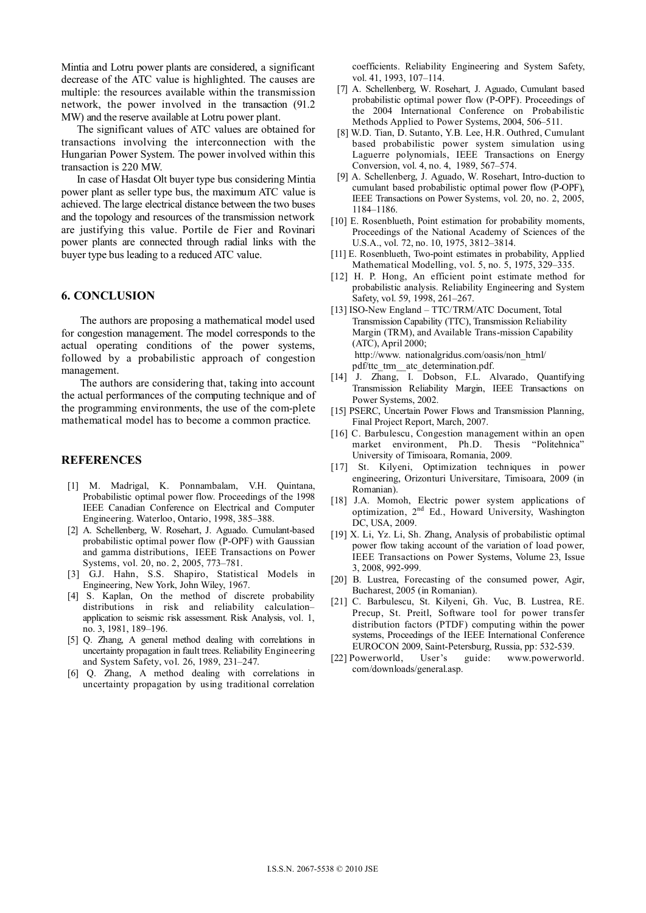Mintia and Lotru power plants are considered, a significant decrease of the ATC value is highlighted. The causes are multiple: the resources available within the transmission network, the power involved in the transaction (91.2 MW) and the reserve available at Lotru power plant.

The significant values of ATC values are obtained for transactions involving the interconnection with the Hungarian Power System. The power involved within this transaction is 220 MW.

In case of Hasdat Olt buyer type bus considering Mintia power plant as seller type bus, the maximum ATC value is achieved. The large electrical distance between the two buses and the topology and resources of the transmission network are justifying this value. Portile de Fier and Rovinari power plants are connected through radial links with the buyer type bus leading to a reduced ATC value.

## 6. CONCLUSION

The authors are proposing a mathematical model used for congestion management. The model corresponds to the actual operating conditions of the power systems, followed by a probabilistic approach of congestion management.

The authors are considering that, taking into account the actual performances of the computing technique and of the programming environments, the use of the com-plete mathematical model has to become a common practice.

## REFERENCES

[1] M. Madrigal, K. Ponnambalam, V.H. Quintana, Probabilistic optimal power flow. Proceedings of the 1998 IEEE Canadian Conference on Electrical and Computer Engineering. Waterloo, Ontario, 1998, 385–388.

[2] A. Schellenberg, W. Rosehart, J. Aguado. Cumulant-based probabilistic optimal power flow (P-OPF) with Gaussian and gamma distributions, IEEE Transactions on Power Systems, vol. 20, no. 2, 2005, 773–781.

[3] G.J. Hahn, S.S. Shapiro, Statistical Models in Engineering, New York, John Wiley, 1967.

[4] S. Kaplan, On the method of discrete probability distributions in risk and reliability calculation– application to seismic risk assessment. Risk Analysis, vol. 1, no. 3, 1981, 189–196.

[5] Q. Zhang, A general method dealing with correlations in uncertainty propagation in fault trees. Reliability Engineering and System Safety, vol. 26, 1989, 231–247.

[6] Q. Zhang, A method dealing with correlations in uncertainty propagation by using traditional correlation coefficients. Reliability Engineering and System Safety, vol. 41, 1993, 107–114.

[7] A. Schellenberg, W. Rosehart, J. Aguado, Cumulant based probabilistic optimal power flow (P-OPF). Proceedings of the 2004 International Conference on Probabilistic Methods Applied to Power Systems, 2004, 506–511.

[8] W.D. Tian, D. Sutanto, Y.B. Lee, H.R. Outhred, Cumulant based probabilistic power system simulation using Laguerre polynomials, IEEE Transactions on Energy Conversion, vol. 4, no. 4, 1989, 567–574.

[9] A. Schellenberg, J. Aguado, W. Rosehart, Intro-duction to cumulant based probabilistic optimal power flow (P-OPF), IEEE Transactions on Power Systems, vol. 20, no. 2, 2005, 1184–1186.

[10] E. Rosenblueth, Point estimation for probability moments, Proceedings of the National Academy of Sciences of the U.S.A., vol. 72, no. 10, 1975, 3812–3814.

[11] E. Rosenblueth, Two-point estimates in probability, Applied Mathematical Modelling, vol. 5, no. 5, 1975, 329–335.

[12] H. P. Hong, An efficient point estimate method for probabilistic analysis. Reliability Engineering and System Safety, vol. 59, 1998, 261–267.

[13] ISO-New England – TTC/TRM/ATC Document, Total Transmission Capability (TTC), Transmission Reliability Margin (TRM), and Available Trans-mission Capability (ATC), April 2000; http://www. nationalgridus.com/oasis/non_html/ pdf/ttc_trm__atc_determination.pdf.

[14] J. Zhang, I. Dobson, F.L. Alvarado, Quantifying Transmission Reliability Margin, IEEE Transactions on Power Systems, 2002.

[15] PSERC, Uncertain Power Flows and Transmission Planning, Final Project Report, March, 2007.

[16] C. Barbulescu, Congestion management within an open market environment, Ph.D. Thesis "Politehnica" University of Timisoara, Romania, 2009.

[17] St. Kilyeni, Optimization techniques in power engineering, Orizonturi Universitare, Timisoara, 2009 (in Romanian).

[18] J.A. Momoh, Electric power system applications of optimization, 2nd Ed., Howard University, Washington DC, USA, 2009.

[19] X. Li, Yz. Li, Sh. Zhang, Analysis of probabilistic optimal power flow taking account of the variation of load power, IEEE Transactions on Power Systems, Volume 23, Issue 3, 2008, 992-999.

[20] B. Lustrea, Forecasting of the consumed power, Agir, Bucharest, 2005 (in Romanian).

[21] C. Barbulescu, St. Kilyeni, Gh. Vuc, B. Lustrea, RE. Precup, St. Preitl, Software tool for power transfer distribution factors (PTDF) computing within the power systems, Proceedings of the IEEE International Conference EUROCON 2009, Saint-Petersburg, Russia, pp: 532-539.

[22] Powerworld, User's guide: www.powerworld. com/downloads/general.asp.